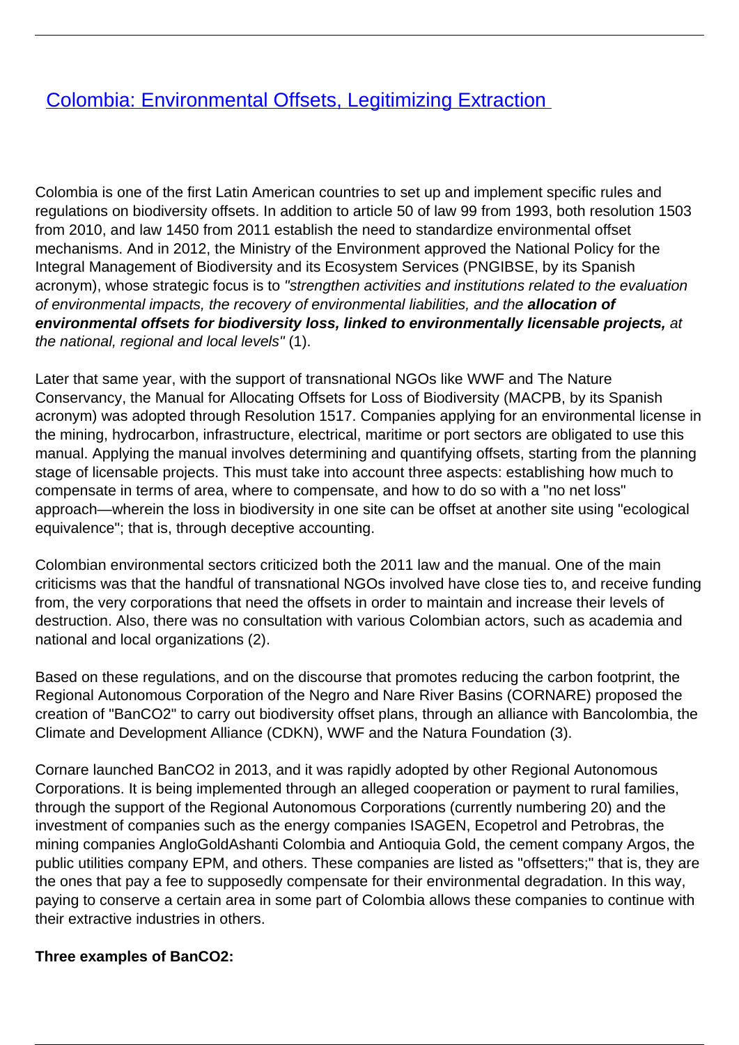# [Colombia: Environmental Offsets, Legitimizing Extraction](#)

Colombia is one of the first Latin American countries to set up and implement specific rules and regulations on biodiversity offsets. In addition to article 50 of law 99 from 1993, both resolution 1503 from 2010, and law 1450 from 2011 establish the need to standardize environmental offset mechanisms. And in 2012, the Ministry of the Environment approved the National Policy for the Integral Management of Biodiversity and its Ecosystem Services (PNGIBSE, by its Spanish acronym), whose strategic focus is to *"strengthen activities and institutions related to the evaluation of environmental impacts, the recovery of environmental liabilities, and the* ***allocation of environmental offsets for biodiversity loss, linked to environmentally licensable projects,*** *at the national, regional and local levels"* (1).

Later that same year, with the support of transnational NGOs like WWF and The Nature Conservancy, the Manual for Allocating Offsets for Loss of Biodiversity (MACPB, by its Spanish acronym) was adopted through Resolution 1517. Companies applying for an environmental license in the mining, hydrocarbon, infrastructure, electrical, maritime or port sectors are obligated to use this manual. Applying the manual involves determining and quantifying offsets, starting from the planning stage of licensable projects. This must take into account three aspects: establishing how much to compensate in terms of area, where to compensate, and how to do so with a "no net loss" approach—wherein the loss in biodiversity in one site can be offset at another site using "ecological equivalence"; that is, through deceptive accounting.

Colombian environmental sectors criticized both the 2011 law and the manual. One of the main criticisms was that the handful of transnational NGOs involved have close ties to, and receive funding from, the very corporations that need the offsets in order to maintain and increase their levels of destruction. Also, there was no consultation with various Colombian actors, such as academia and national and local organizations (2).

Based on these regulations, and on the discourse that promotes reducing the carbon footprint, the Regional Autonomous Corporation of the Negro and Nare River Basins (CORNARE) proposed the creation of "BanCO2" to carry out biodiversity offset plans, through an alliance with Bancolombia, the Climate and Development Alliance (CDKN), WWF and the Natura Foundation (3).

Cornare launched BanCO2 in 2013, and it was rapidly adopted by other Regional Autonomous Corporations. It is being implemented through an alleged cooperation or payment to rural families, through the support of the Regional Autonomous Corporations (currently numbering 20) and the investment of companies such as the energy companies ISAGEN, Ecopetrol and Petrobras, the mining companies AngloGoldAshanti Colombia and Antioquia Gold, the cement company Argos, the public utilities company EPM, and others. These companies are listed as "offsetters;" that is, they are the ones that pay a fee to supposedly compensate for their environmental degradation. In this way, paying to conserve a certain area in some part of Colombia allows these companies to continue with their extractive industries in others.

**Three examples of BanCO2:**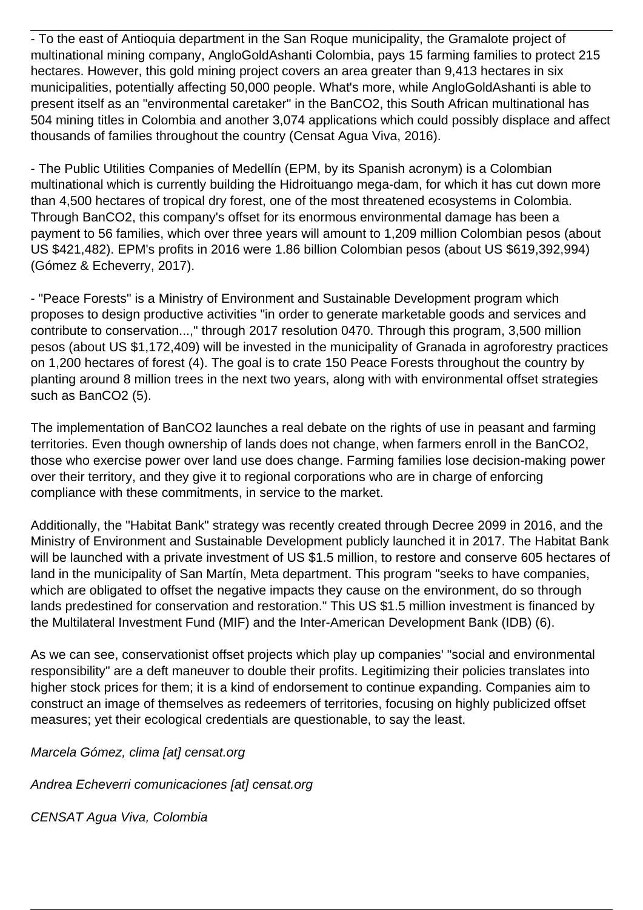- To the east of Antioquia department in the San Roque municipality, the Gramalote project of multinational mining company, AngloGoldAshanti Colombia, pays 15 farming families to protect 215 hectares. However, this gold mining project covers an area greater than 9,413 hectares in six municipalities, potentially affecting 50,000 people. What's more, while AngloGoldAshanti is able to present itself as an "environmental caretaker" in the BanCO2, this South African multinational has 504 mining titles in Colombia and another 3,074 applications which could possibly displace and affect thousands of families throughout the country (Censat Agua Viva, 2016).

- The Public Utilities Companies of Medellín (EPM, by its Spanish acronym) is a Colombian multinational which is currently building the Hidroituango mega-dam, for which it has cut down more than 4,500 hectares of tropical dry forest, one of the most threatened ecosystems in Colombia. Through BanCO2, this company's offset for its enormous environmental damage has been a payment to 56 families, which over three years will amount to 1,209 million Colombian pesos (about US $421,482). EPM's profits in 2016 were 1.86 billion Colombian pesos (about US $619,392,994) (Gómez & Echeverry, 2017).

- "Peace Forests" is a Ministry of Environment and Sustainable Development program which proposes to design productive activities "in order to generate marketable goods and services and contribute to conservation...," through 2017 resolution 0470. Through this program, 3,500 million pesos (about US $1,172,409) will be invested in the municipality of Granada in agroforestry practices on 1,200 hectares of forest (4). The goal is to crate 150 Peace Forests throughout the country by planting around 8 million trees in the next two years, along with with environmental offset strategies such as BanCO2 (5).

The implementation of BanCO2 launches a real debate on the rights of use in peasant and farming territories. Even though ownership of lands does not change, when farmers enroll in the BanCO2, those who exercise power over land use does change. Farming families lose decision-making power over their territory, and they give it to regional corporations who are in charge of enforcing compliance with these commitments, in service to the market.

Additionally, the "Habitat Bank" strategy was recently created through Decree 2099 in 2016, and the Ministry of Environment and Sustainable Development publicly launched it in 2017. The Habitat Bank will be launched with a private investment of US $1.5 million, to restore and conserve 605 hectares of land in the municipality of San Martín, Meta department. This program "seeks to have companies, which are obligated to offset the negative impacts they cause on the environment, do so through lands predestined for conservation and restoration." This US $1.5 million investment is financed by the Multilateral Investment Fund (MIF) and the Inter-American Development Bank (IDB) (6).

As we can see, conservationist offset projects which play up companies' "social and environmental responsibility" are a deft maneuver to double their profits. Legitimizing their policies translates into higher stock prices for them; it is a kind of endorsement to continue expanding. Companies aim to construct an image of themselves as redeemers of territories, focusing on highly publicized offset measures; yet their ecological credentials are questionable, to say the least.

*Marcela Gómez, clima [at] censat.org*

*Andrea Echeverri comunicaciones [at] censat.org*

*CENSAT Agua Viva, Colombia*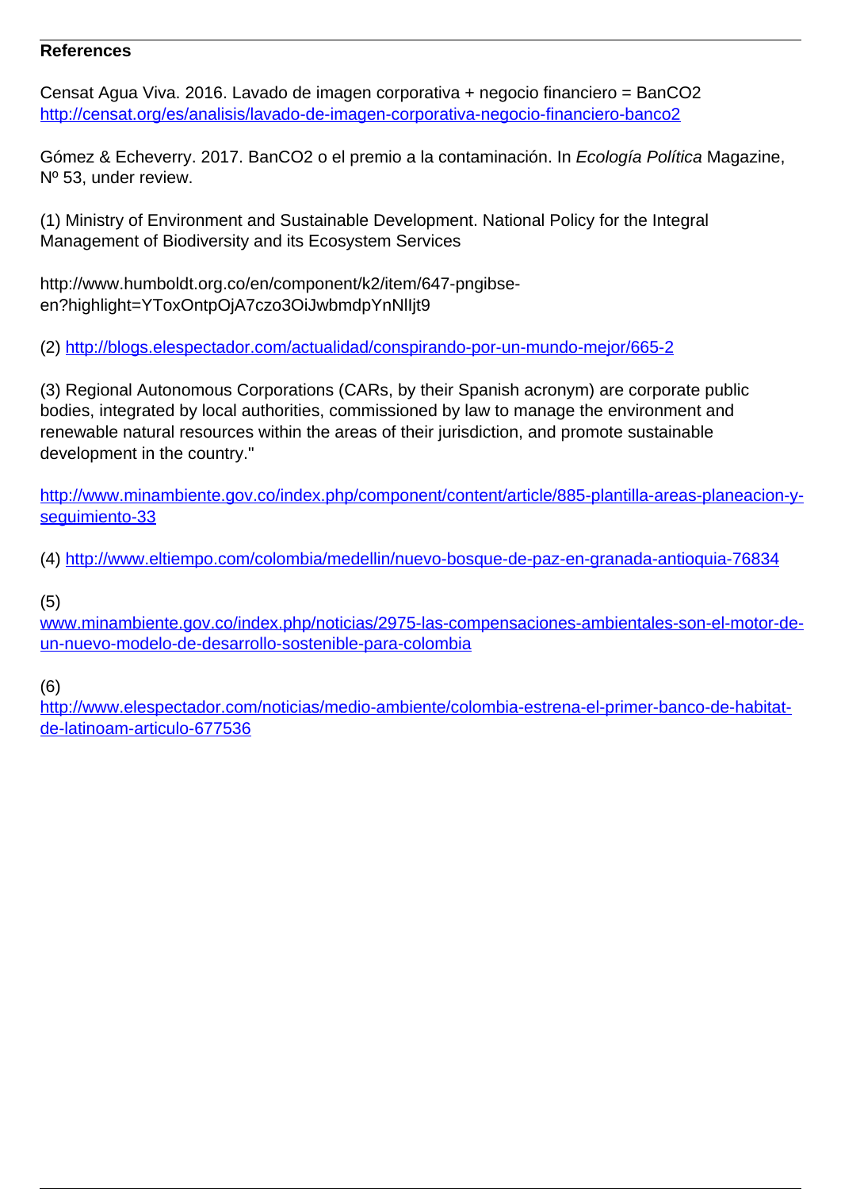**References**

Censat Agua Viva. 2016. Lavado de imagen corporativa + negocio financiero = BanCO2 http://censat.org/es/analisis/lavado-de-imagen-corporativa-negocio-financiero-banco2

Gómez & Echeverry. 2017. BanCO2 o el premio a la contaminación. In *Ecología Política* Magazine, Nº 53, under review.

(1) Ministry of Environment and Sustainable Development. National Policy for the Integral Management of Biodiversity and its Ecosystem Services

http://www.humboldt.org.co/en/component/k2/item/647-pngibse-en?highlight=YToxOntpOjA7czo3OiJwbmdpYnNlIjt9

(2) http://blogs.elespectador.com/actualidad/conspirando-por-un-mundo-mejor/665-2

(3) Regional Autonomous Corporations (CARs, by their Spanish acronym) are corporate public bodies, integrated by local authorities, commissioned by law to manage the environment and renewable natural resources within the areas of their jurisdiction, and promote sustainable development in the country."

http://www.minambiente.gov.co/index.php/component/content/article/885-plantilla-areas-planeacion-y-seguimiento-33

(4) http://www.eltiempo.com/colombia/medellin/nuevo-bosque-de-paz-en-granada-antioquia-76834

(5)
www.minambiente.gov.co/index.php/noticias/2975-las-compensaciones-ambientales-son-el-motor-de-un-nuevo-modelo-de-desarrollo-sostenible-para-colombia

(6)
http://www.elespectador.com/noticias/medio-ambiente/colombia-estrena-el-primer-banco-de-habitat-de-latinoam-articulo-677536